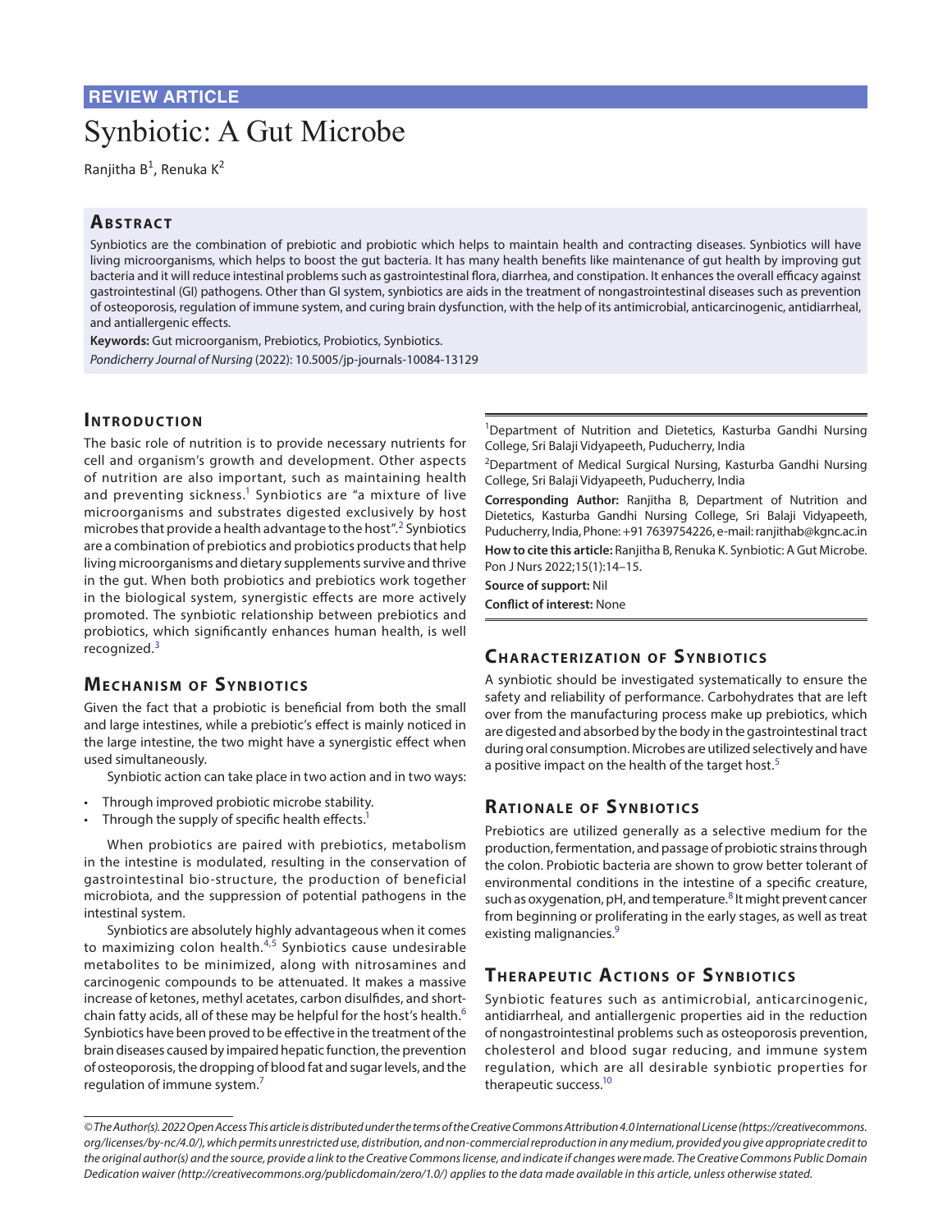REVIEW ARTICLE

# Synbiotic: A Gut Microbe

Ranjitha B[1], Renuka K[2]

## Abstract

Synbiotics are the combination of prebiotic and probiotic which helps to maintain health and contracting diseases. Synbiotics will have living microorganisms, which helps to boost the gut bacteria. It has many health benefits like maintenance of gut health by improving gut bacteria and it will reduce intestinal problems such as gastrointestinal flora, diarrhea, and constipation. It enhances the overall efficacy against gastrointestinal (GI) pathogens. Other than GI system, synbiotics are aids in the treatment of nongastrointestinal diseases such as prevention of osteoporosis, regulation of immune system, and curing brain dysfunction, with the help of its antimicrobial, anticarcinogenic, antidiarrheal, and antiallergenic effects.

**Keywords:** Gut microorganism, Prebiotics, Probiotics, Synbiotics.

*Pondicherry Journal of Nursing* (2022): 10.5005/jp-journals-10084-13129

[1]Department of Nutrition and Dietetics, Kasturba Gandhi Nursing College, Sri Balaji Vidyapeeth, Puducherry, India

[2]Department of Medical Surgical Nursing, Kasturba Gandhi Nursing College, Sri Balaji Vidyapeeth, Puducherry, India

**Corresponding Author:** Ranjitha B, Department of Nutrition and Dietetics, Kasturba Gandhi Nursing College, Sri Balaji Vidyapeeth, Puducherry, India, Phone: +91 7639754226, e-mail: ranjithab@kgnc.ac.in

**How to cite this article:** Ranjitha B, Renuka K. Synbiotic: A Gut Microbe. Pon J Nurs 2022;15(1):14–15.

**Source of support:** Nil

**Conflict of interest:** None

## Introduction

The basic role of nutrition is to provide necessary nutrients for cell and organism's growth and development. Other aspects of nutrition are also important, such as maintaining health and preventing sickness.[1] Synbiotics are "a mixture of live microorganisms and substrates digested exclusively by host microbes that provide a health advantage to the host".[2] Synbiotics are a combination of prebiotics and probiotics products that help living microorganisms and dietary supplements survive and thrive in the gut. When both probiotics and prebiotics work together in the biological system, synergistic effects are more actively promoted. The synbiotic relationship between prebiotics and probiotics, which significantly enhances human health, is well recognized.[3]

## Mechanism of Synbiotics

Given the fact that a probiotic is beneficial from both the small and large intestines, while a prebiotic's effect is mainly noticed in the large intestine, the two might have a synergistic effect when used simultaneously.

Synbiotic action can take place in two action and in two ways:

- Through improved probiotic microbe stability.
- Through the supply of specific health effects.[1]

When probiotics are paired with prebiotics, metabolism in the intestine is modulated, resulting in the conservation of gastrointestinal bio-structure, the production of beneficial microbiota, and the suppression of potential pathogens in the intestinal system.

Synbiotics are absolutely highly advantageous when it comes to maximizing colon health.[4,5] Synbiotics cause undesirable metabolites to be minimized, along with nitrosamines and carcinogenic compounds to be attenuated. It makes a massive increase of ketones, methyl acetates, carbon disulfides, and short-chain fatty acids, all of these may be helpful for the host's health.[6] Synbiotics have been proved to be effective in the treatment of the brain diseases caused by impaired hepatic function, the prevention of osteoporosis, the dropping of blood fat and sugar levels, and the regulation of immune system.[7]

## Characterization of Synbiotics

A synbiotic should be investigated systematically to ensure the safety and reliability of performance. Carbohydrates that are left over from the manufacturing process make up prebiotics, which are digested and absorbed by the body in the gastrointestinal tract during oral consumption. Microbes are utilized selectively and have a positive impact on the health of the target host.[5]

## Rationale of Synbiotics

Prebiotics are utilized generally as a selective medium for the production, fermentation, and passage of probiotic strains through the colon. Probiotic bacteria are shown to grow better tolerant of environmental conditions in the intestine of a specific creature, such as oxygenation, pH, and temperature.[8] It might prevent cancer from beginning or proliferating in the early stages, as well as treat existing malignancies.[9]

## Therapeutic Actions of Synbiotics

Synbiotic features such as antimicrobial, anticarcinogenic, antidiarrheal, and antiallergenic properties aid in the reduction of nongastrointestinal problems such as osteoporosis prevention, cholesterol and blood sugar reducing, and immune system regulation, which are all desirable synbiotic properties for therapeutic success.[10]

*© The Author(s). 2022 Open Access This article is distributed under the terms of the Creative Commons Attribution 4.0 International License (https://creativecommons.org/licenses/by-nc/4.0/), which permits unrestricted use, distribution, and non-commercial reproduction in any medium, provided you give appropriate credit to the original author(s) and the source, provide a link to the Creative Commons license, and indicate if changes were made. The Creative Commons Public Domain Dedication waiver (http://creativecommons.org/publicdomain/zero/1.0/) applies to the data made available in this article, unless otherwise stated.*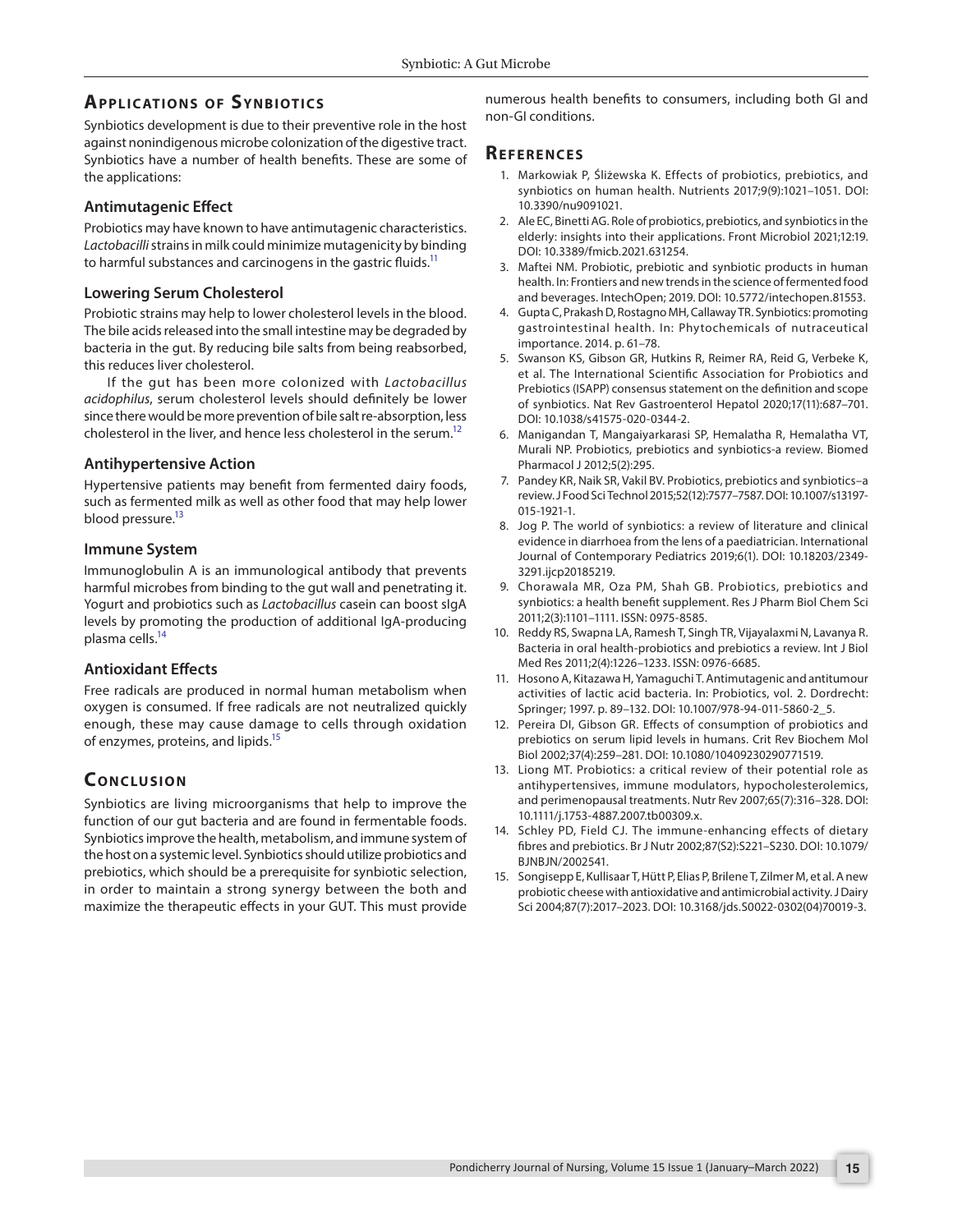## Applications of Synbiotics

Synbiotics development is due to their preventive role in the host against nonindigenous microbe colonization of the digestive tract. Synbiotics have a number of health benefits. These are some of the applications:

### Antimutagenic Effect

Probiotics may have known to have antimutagenic characteristics. *Lactobacilli* strains in milk could minimize mutagenicity by binding to harmful substances and carcinogens in the gastric fluids.[11]

### Lowering Serum Cholesterol

Probiotic strains may help to lower cholesterol levels in the blood. The bile acids released into the small intestine may be degraded by bacteria in the gut. By reducing bile salts from being reabsorbed, this reduces liver cholesterol.

If the gut has been more colonized with *Lactobacillus acidophilus*, serum cholesterol levels should definitely be lower since there would be more prevention of bile salt re-absorption, less cholesterol in the liver, and hence less cholesterol in the serum.[12]

### Antihypertensive Action

Hypertensive patients may benefit from fermented dairy foods, such as fermented milk as well as other food that may help lower blood pressure.[13]

### Immune System

Immunoglobulin A is an immunological antibody that prevents harmful microbes from binding to the gut wall and penetrating it. Yogurt and probiotics such as *Lactobacillus* casein can boost sIgA levels by promoting the production of additional IgA-producing plasma cells.[14]

### Antioxidant Effects

Free radicals are produced in normal human metabolism when oxygen is consumed. If free radicals are not neutralized quickly enough, these may cause damage to cells through oxidation of enzymes, proteins, and lipids.[15]

## Conclusion

Synbiotics are living microorganisms that help to improve the function of our gut bacteria and are found in fermentable foods. Synbiotics improve the health, metabolism, and immune system of the host on a systemic level. Synbiotics should utilize probiotics and prebiotics, which should be a prerequisite for synbiotic selection, in order to maintain a strong synergy between the both and maximize the therapeutic effects in your GUT. This must provide numerous health benefits to consumers, including both GI and non-GI conditions.

## References

1. Markowiak P, Śliżewska K. Effects of probiotics, prebiotics, and synbiotics on human health. Nutrients 2017;9(9):1021–1051. DOI: 10.3390/nu9091021.
2. Ale EC, Binetti AG. Role of probiotics, prebiotics, and synbiotics in the elderly: insights into their applications. Front Microbiol 2021;12:19. DOI: 10.3389/fmicb.2021.631254.
3. Maftei NM. Probiotic, prebiotic and synbiotic products in human health. In: Frontiers and new trends in the science of fermented food and beverages. IntechOpen; 2019. DOI: 10.5772/intechopen.81553.
4. Gupta C, Prakash D, Rostagno MH, Callaway TR. Synbiotics: promoting gastrointestinal health. In: Phytochemicals of nutraceutical importance. 2014. p. 61–78.
5. Swanson KS, Gibson GR, Hutkins R, Reimer RA, Reid G, Verbeke K, et al. The International Scientific Association for Probiotics and Prebiotics (ISAPP) consensus statement on the definition and scope of synbiotics. Nat Rev Gastroenterol Hepatol 2020;17(11):687–701. DOI: 10.1038/s41575-020-0344-2.
6. Manigandan T, Mangaiyarkarasi SP, Hemalatha R, Hemalatha VT, Murali NP. Probiotics, prebiotics and synbiotics-a review. Biomed Pharmacol J 2012;5(2):295.
7. Pandey KR, Naik SR, Vakil BV. Probiotics, prebiotics and synbiotics–a review. J Food Sci Technol 2015;52(12):7577–7587. DOI: 10.1007/s13197-015-1921-1.
8. Jog P. The world of synbiotics: a review of literature and clinical evidence in diarrhoea from the lens of a paediatrician. International Journal of Contemporary Pediatrics 2019;6(1). DOI: 10.18203/2349-3291.ijcp20185219.
9. Chorawala MR, Oza PM, Shah GB. Probiotics, prebiotics and synbiotics: a health benefit supplement. Res J Pharm Biol Chem Sci 2011;2(3):1101–1111. ISSN: 0975-8585.
10. Reddy RS, Swapna LA, Ramesh T, Singh TR, Vijayalaxmi N, Lavanya R. Bacteria in oral health-probiotics and prebiotics a review. Int J Biol Med Res 2011;2(4):1226–1233. ISSN: 0976-6685.
11. Hosono A, Kitazawa H, Yamaguchi T. Antimutagenic and antitumour activities of lactic acid bacteria. In: Probiotics, vol. 2. Dordrecht: Springer; 1997. p. 89–132. DOI: 10.1007/978-94-011-5860-2_5.
12. Pereira DI, Gibson GR. Effects of consumption of probiotics and prebiotics on serum lipid levels in humans. Crit Rev Biochem Mol Biol 2002;37(4):259–281. DOI: 10.1080/10409230290771519.
13. Liong MT. Probiotics: a critical review of their potential role as antihypertensives, immune modulators, hypocholesterolemics, and perimenopausal treatments. Nutr Rev 2007;65(7):316–328. DOI: 10.1111/j.1753-4887.2007.tb00309.x.
14. Schley PD, Field CJ. The immune-enhancing effects of dietary fibres and prebiotics. Br J Nutr 2002;87(S2):S221–S230. DOI: 10.1079/BJNBJN/2002541.
15. Songisepp E, Kullisaar T, Hütt P, Elias P, Brilene T, Zilmer M, et al. A new probiotic cheese with antioxidative and antimicrobial activity. J Dairy Sci 2004;87(7):2017–2023. DOI: 10.3168/jds.S0022-0302(04)70019-3.